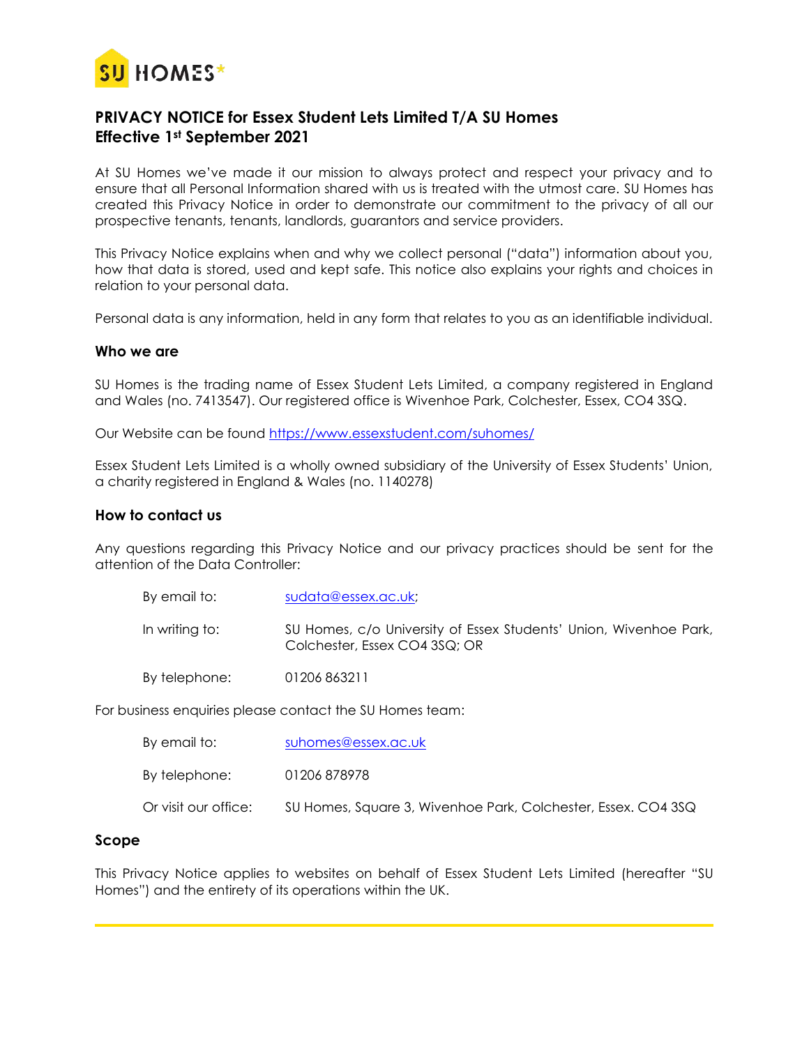# PRIVACY NOTICE for Essex Student Lets Limited T/A SU Homes
# Effective 1st September 2021

At SU Homes we've made it our mission to always protect and respect your privacy and to ensure that all Personal Information shared with us is treated with the utmost care. SU Homes has created this Privacy Notice in order to demonstrate our commitment to the privacy of all our prospective tenants, tenants, landlords, guarantors and service providers.

This Privacy Notice explains when and why we collect personal ("data") information about you, how that data is stored, used and kept safe. This notice also explains your rights and choices in relation to your personal data.

Personal data is any information, held in any form that relates to you as an identifiable individual.

## Who we are

SU Homes is the trading name of Essex Student Lets Limited, a company registered in England and Wales (no. 7413547). Our registered office is Wivenhoe Park, Colchester, Essex, CO4 3SQ.

Our Website can be found https://www.essexstudent.com/suhomes/

Essex Student Lets Limited is a wholly owned subsidiary of the University of Essex Students' Union, a charity registered in England & Wales (no. 1140278)

## How to contact us

Any questions regarding this Privacy Notice and our privacy practices should be sent for the attention of the Data Controller:

| | |
|---|---|
| By email to: | sudata@essex.ac.uk; |
| In writing to: | SU Homes, c/o University of Essex Students' Union, Wivenhoe Park, Colchester, Essex CO4 3SQ; OR |
| By telephone: | 01206 863211 |

For business enquiries please contact the SU Homes team:

| | |
|---|---|
| By email to: | suhomes@essex.ac.uk |
| By telephone: | 01206 878978 |
| Or visit our office: | SU Homes, Square 3, Wivenhoe Park, Colchester, Essex. CO4 3SQ |

## Scope

This Privacy Notice applies to websites on behalf of Essex Student Lets Limited (hereafter "SU Homes") and the entirety of its operations within the UK.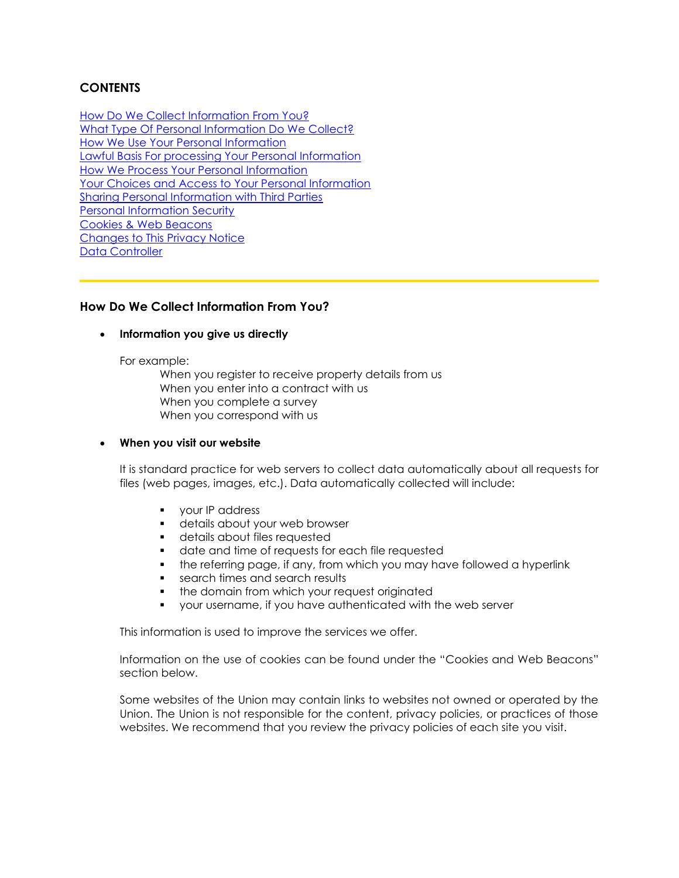## CONTENTS

[How Do We Collect Information From You?](#)
[What Type Of Personal Information Do We Collect?](#)
[How We Use Your Personal Information](#)
[Lawful Basis For processing Your Personal Information](#)
[How We Process Your Personal Information](#)
[Your Choices and Access to Your Personal Information](#)
[Sharing Personal Information with Third Parties](#)
[Personal Information Security](#)
[Cookies & Web Beacons](#)
[Changes to This Privacy Notice](#)
[Data Controller](#)

---

### How Do We Collect Information From You?

- **Information you give us directly**

  For example:

  When you register to receive property details from us
  When you enter into a contract with us
  When you complete a survey
  When you correspond with us

- **When you visit our website**

  It is standard practice for web servers to collect data automatically about all requests for files (web pages, images, etc.). Data automatically collected will include:

  - your IP address
  - details about your web browser
  - details about files requested
  - date and time of requests for each file requested
  - the referring page, if any, from which you may have followed a hyperlink
  - search times and search results
  - the domain from which your request originated
  - your username, if you have authenticated with the web server

  This information is used to improve the services we offer.

  Information on the use of cookies can be found under the "Cookies and Web Beacons" section below.

  Some websites of the Union may contain links to websites not owned or operated by the Union. The Union is not responsible for the content, privacy policies, or practices of those websites. We recommend that you review the privacy policies of each site you visit.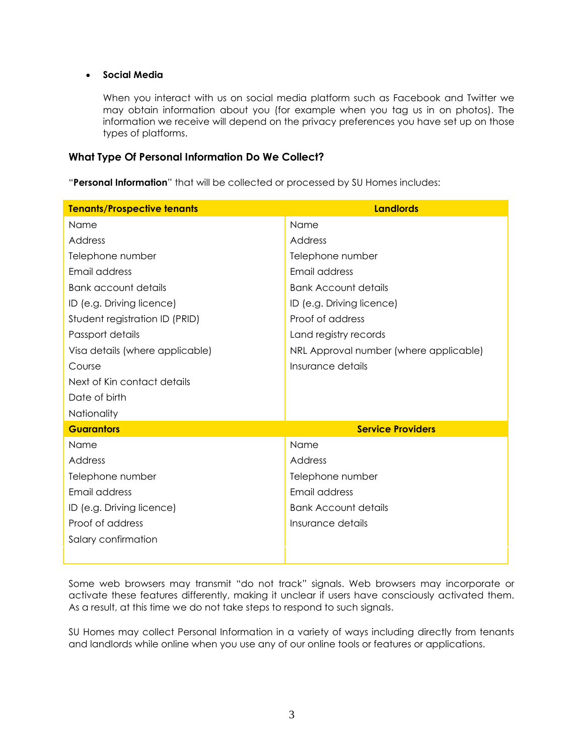- **Social Media**

  When you interact with us on social media platform such as Facebook and Twitter we may obtain information about you (for example when you tag us in on photos). The information we receive will depend on the privacy preferences you have set up on those types of platforms.

### What Type Of Personal Information Do We Collect?

"**Personal Information**" that will be collected or processed by SU Homes includes:

| Tenants/Prospective tenants | Landlords |
|---|---|
| Name | Name |
| Address | Address |
| Telephone number | Telephone number |
| Email address | Email address |
| Bank account details | Bank Account details |
| ID (e.g. Driving licence) | ID (e.g. Driving licence) |
| Student registration ID (PRID) | Proof of address |
| Passport details | Land registry records |
| Visa details (where applicable) | NRL Approval number (where applicable) |
| Course | Insurance details |
| Next of Kin contact details | |
| Date of birth | |
| Nationality | |
| **Guarantors** | **Service Providers** |
| Name | Name |
| Address | Address |
| Telephone number | Telephone number |
| Email address | Email address |
| ID (e.g. Driving licence) | Bank Account details |
| Proof of address | Insurance details |
| Salary confirmation | |

Some web browsers may transmit "do not track" signals. Web browsers may incorporate or activate these features differently, making it unclear if users have consciously activated them. As a result, at this time we do not take steps to respond to such signals.

SU Homes may collect Personal Information in a variety of ways including directly from tenants and landlords while online when you use any of our online tools or features or applications.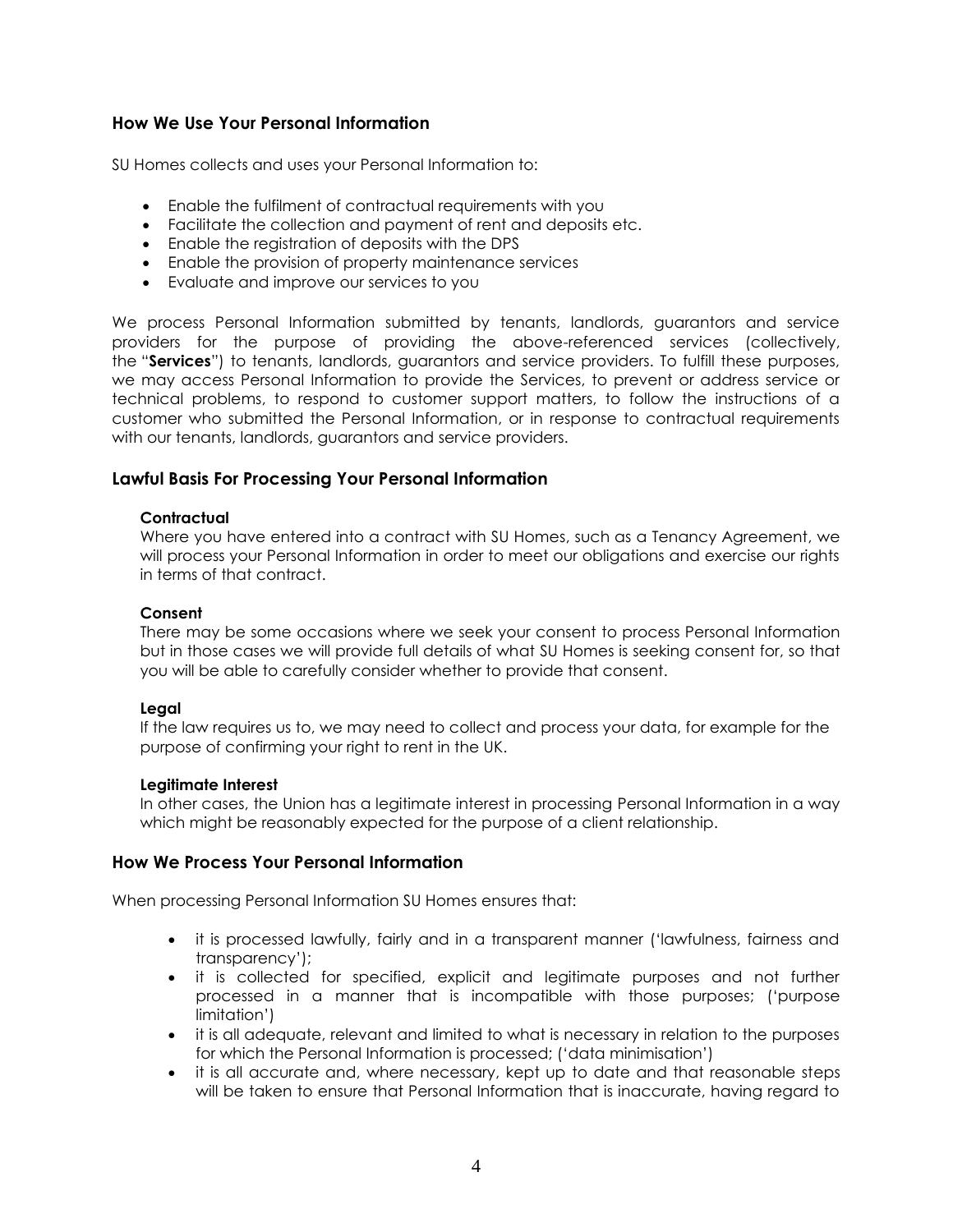## How We Use Your Personal Information

SU Homes collects and uses your Personal Information to:

- Enable the fulfilment of contractual requirements with you
- Facilitate the collection and payment of rent and deposits etc.
- Enable the registration of deposits with the DPS
- Enable the provision of property maintenance services
- Evaluate and improve our services to you

We process Personal Information submitted by tenants, landlords, guarantors and service providers for the purpose of providing the above-referenced services (collectively, the "**Services**") to tenants, landlords, guarantors and service providers. To fulfill these purposes, we may access Personal Information to provide the Services, to prevent or address service or technical problems, to respond to customer support matters, to follow the instructions of a customer who submitted the Personal Information, or in response to contractual requirements with our tenants, landlords, guarantors and service providers.

## Lawful Basis For Processing Your Personal Information

**Contractual**
Where you have entered into a contract with SU Homes, such as a Tenancy Agreement, we will process your Personal Information in order to meet our obligations and exercise our rights in terms of that contract.

**Consent**
There may be some occasions where we seek your consent to process Personal Information but in those cases we will provide full details of what SU Homes is seeking consent for, so that you will be able to carefully consider whether to provide that consent.

**Legal**
If the law requires us to, we may need to collect and process your data, for example for the purpose of confirming your right to rent in the UK.

**Legitimate Interest**
In other cases, the Union has a legitimate interest in processing Personal Information in a way which might be reasonably expected for the purpose of a client relationship.

## How We Process Your Personal Information

When processing Personal Information SU Homes ensures that:

- it is processed lawfully, fairly and in a transparent manner ('lawfulness, fairness and transparency');
- it is collected for specified, explicit and legitimate purposes and not further processed in a manner that is incompatible with those purposes; ('purpose limitation')
- it is all adequate, relevant and limited to what is necessary in relation to the purposes for which the Personal Information is processed; ('data minimisation')
- it is all accurate and, where necessary, kept up to date and that reasonable steps will be taken to ensure that Personal Information that is inaccurate, having regard to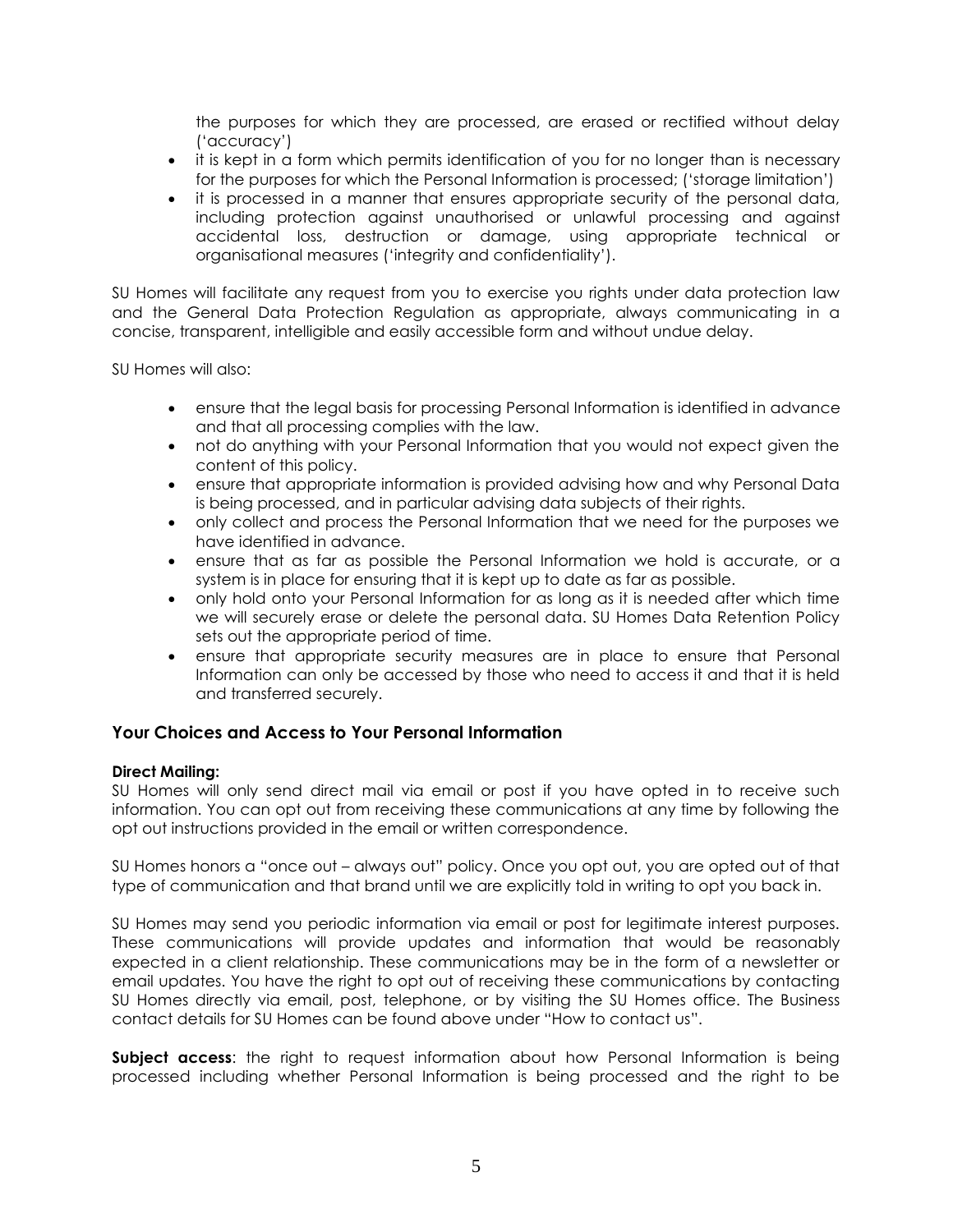the purposes for which they are processed, are erased or rectified without delay ('accuracy')

- it is kept in a form which permits identification of you for no longer than is necessary for the purposes for which the Personal Information is processed; ('storage limitation')
- it is processed in a manner that ensures appropriate security of the personal data, including protection against unauthorised or unlawful processing and against accidental loss, destruction or damage, using appropriate technical or organisational measures ('integrity and confidentiality').

SU Homes will facilitate any request from you to exercise you rights under data protection law and the General Data Protection Regulation as appropriate, always communicating in a concise, transparent, intelligible and easily accessible form and without undue delay.

SU Homes will also:

- ensure that the legal basis for processing Personal Information is identified in advance and that all processing complies with the law.
- not do anything with your Personal Information that you would not expect given the content of this policy.
- ensure that appropriate information is provided advising how and why Personal Data is being processed, and in particular advising data subjects of their rights.
- only collect and process the Personal Information that we need for the purposes we have identified in advance.
- ensure that as far as possible the Personal Information we hold is accurate, or a system is in place for ensuring that it is kept up to date as far as possible.
- only hold onto your Personal Information for as long as it is needed after which time we will securely erase or delete the personal data. SU Homes Data Retention Policy sets out the appropriate period of time.
- ensure that appropriate security measures are in place to ensure that Personal Information can only be accessed by those who need to access it and that it is held and transferred securely.

## Your Choices and Access to Your Personal Information

**Direct Mailing:**
SU Homes will only send direct mail via email or post if you have opted in to receive such information. You can opt out from receiving these communications at any time by following the opt out instructions provided in the email or written correspondence.

SU Homes honors a "once out – always out" policy. Once you opt out, you are opted out of that type of communication and that brand until we are explicitly told in writing to opt you back in.

SU Homes may send you periodic information via email or post for legitimate interest purposes. These communications will provide updates and information that would be reasonably expected in a client relationship. These communications may be in the form of a newsletter or email updates. You have the right to opt out of receiving these communications by contacting SU Homes directly via email, post, telephone, or by visiting the SU Homes office. The Business contact details for SU Homes can be found above under "How to contact us".

**Subject access**: the right to request information about how Personal Information is being processed including whether Personal Information is being processed and the right to be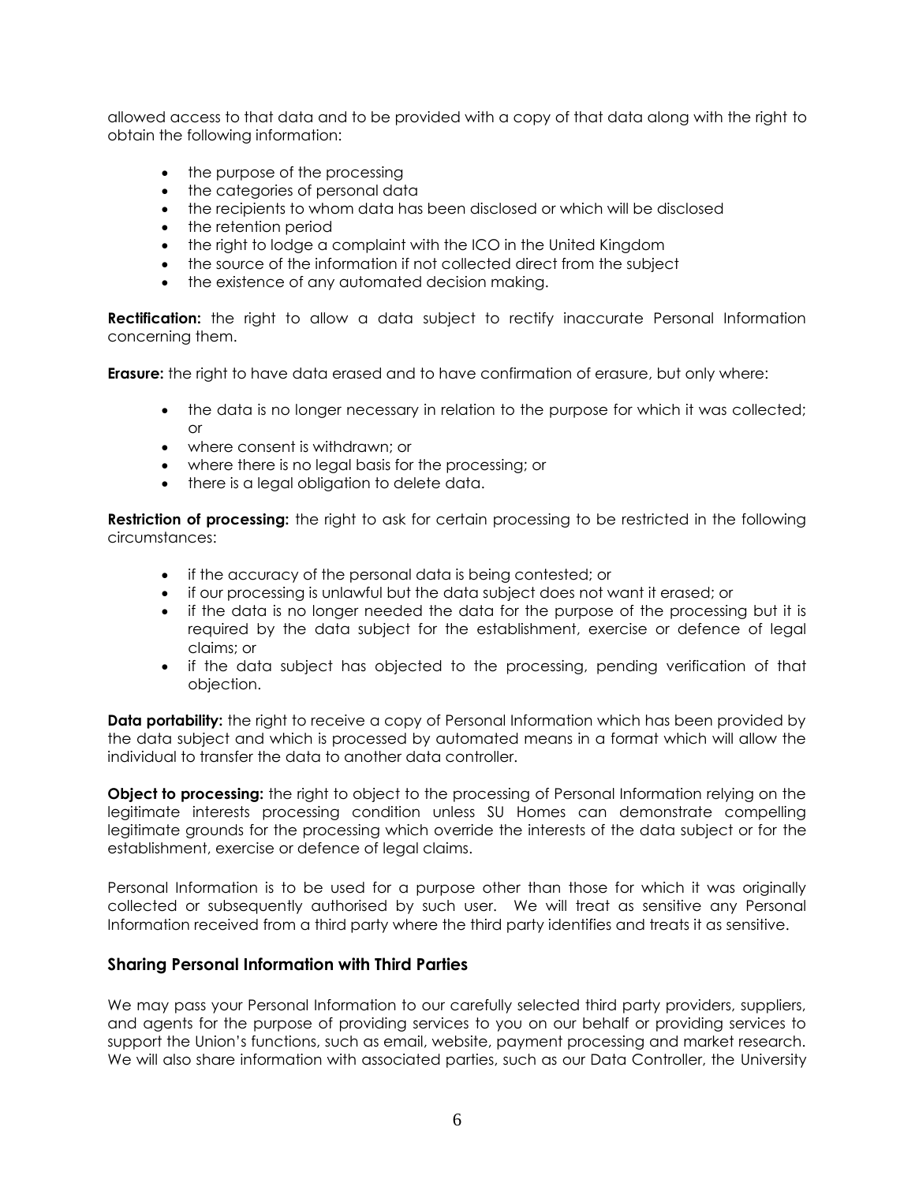allowed access to that data and to be provided with a copy of that data along with the right to obtain the following information:

- the purpose of the processing
- the categories of personal data
- the recipients to whom data has been disclosed or which will be disclosed
- the retention period
- the right to lodge a complaint with the ICO in the United Kingdom
- the source of the information if not collected direct from the subject
- the existence of any automated decision making.

**Rectification:** the right to allow a data subject to rectify inaccurate Personal Information concerning them.

**Erasure:** the right to have data erased and to have confirmation of erasure, but only where:

- the data is no longer necessary in relation to the purpose for which it was collected; or
- where consent is withdrawn; or
- where there is no legal basis for the processing; or
- there is a legal obligation to delete data.

**Restriction of processing:** the right to ask for certain processing to be restricted in the following circumstances:

- if the accuracy of the personal data is being contested; or
- if our processing is unlawful but the data subject does not want it erased; or
- if the data is no longer needed the data for the purpose of the processing but it is required by the data subject for the establishment, exercise or defence of legal claims; or
- if the data subject has objected to the processing, pending verification of that objection.

**Data portability:** the right to receive a copy of Personal Information which has been provided by the data subject and which is processed by automated means in a format which will allow the individual to transfer the data to another data controller.

**Object to processing:** the right to object to the processing of Personal Information relying on the legitimate interests processing condition unless SU Homes can demonstrate compelling legitimate grounds for the processing which override the interests of the data subject or for the establishment, exercise or defence of legal claims.

Personal Information is to be used for a purpose other than those for which it was originally collected or subsequently authorised by such user. We will treat as sensitive any Personal Information received from a third party where the third party identifies and treats it as sensitive.

### Sharing Personal Information with Third Parties

We may pass your Personal Information to our carefully selected third party providers, suppliers, and agents for the purpose of providing services to you on our behalf or providing services to support the Union's functions, such as email, website, payment processing and market research. We will also share information with associated parties, such as our Data Controller, the University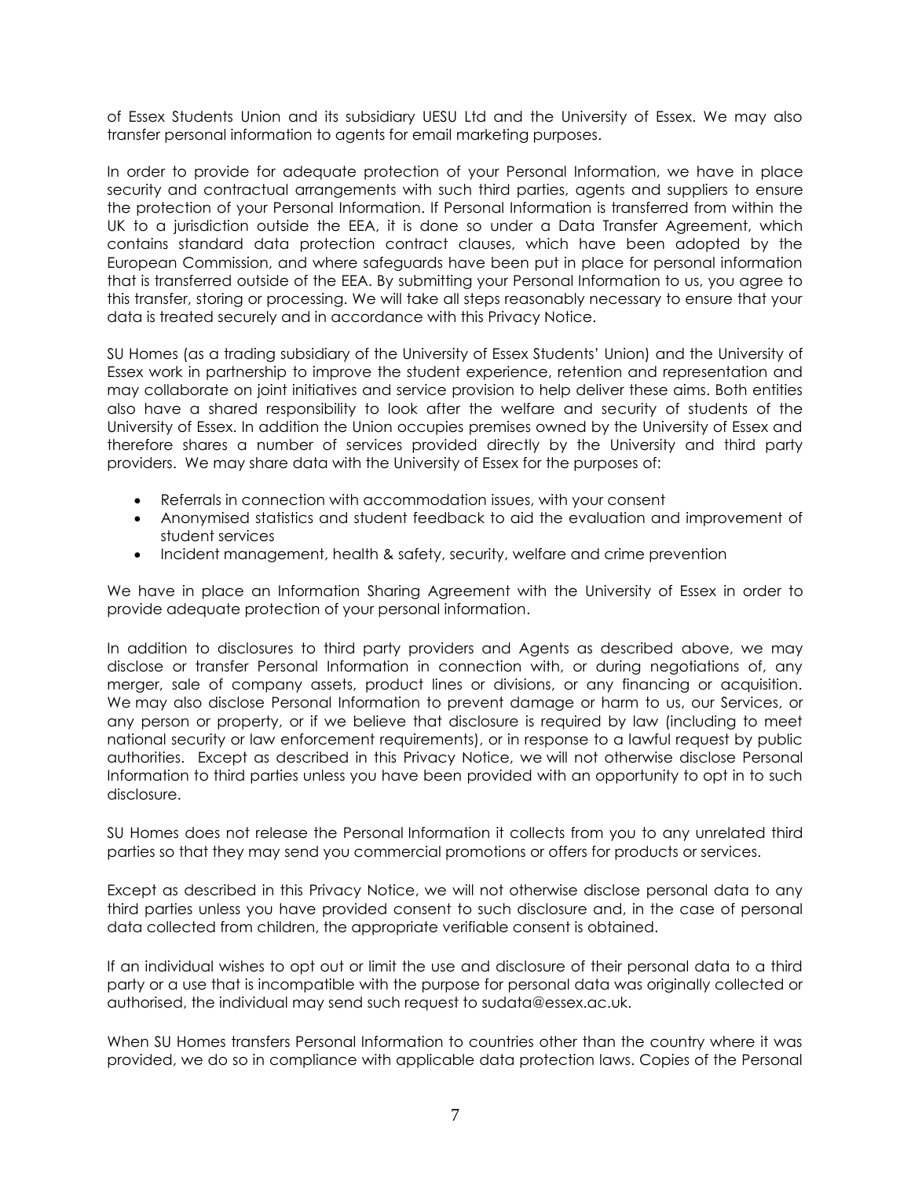of Essex Students Union and its subsidiary UESU Ltd and the University of Essex. We may also transfer personal information to agents for email marketing purposes.

In order to provide for adequate protection of your Personal Information, we have in place security and contractual arrangements with such third parties, agents and suppliers to ensure the protection of your Personal Information. If Personal Information is transferred from within the UK to a jurisdiction outside the EEA, it is done so under a Data Transfer Agreement, which contains standard data protection contract clauses, which have been adopted by the European Commission, and where safeguards have been put in place for personal information that is transferred outside of the EEA. By submitting your Personal Information to us, you agree to this transfer, storing or processing. We will take all steps reasonably necessary to ensure that your data is treated securely and in accordance with this Privacy Notice.

SU Homes (as a trading subsidiary of the University of Essex Students' Union) and the University of Essex work in partnership to improve the student experience, retention and representation and may collaborate on joint initiatives and service provision to help deliver these aims. Both entities also have a shared responsibility to look after the welfare and security of students of the University of Essex. In addition the Union occupies premises owned by the University of Essex and therefore shares a number of services provided directly by the University and third party providers. We may share data with the University of Essex for the purposes of:

- Referrals in connection with accommodation issues, with your consent
- Anonymised statistics and student feedback to aid the evaluation and improvement of student services
- Incident management, health & safety, security, welfare and crime prevention

We have in place an Information Sharing Agreement with the University of Essex in order to provide adequate protection of your personal information.

In addition to disclosures to third party providers and Agents as described above, we may disclose or transfer Personal Information in connection with, or during negotiations of, any merger, sale of company assets, product lines or divisions, or any financing or acquisition. We may also disclose Personal Information to prevent damage or harm to us, our Services, or any person or property, or if we believe that disclosure is required by law (including to meet national security or law enforcement requirements), or in response to a lawful request by public authorities. Except as described in this Privacy Notice, we will not otherwise disclose Personal Information to third parties unless you have been provided with an opportunity to opt in to such disclosure.

SU Homes does not release the Personal Information it collects from you to any unrelated third parties so that they may send you commercial promotions or offers for products or services.

Except as described in this Privacy Notice, we will not otherwise disclose personal data to any third parties unless you have provided consent to such disclosure and, in the case of personal data collected from children, the appropriate verifiable consent is obtained.

If an individual wishes to opt out or limit the use and disclosure of their personal data to a third party or a use that is incompatible with the purpose for personal data was originally collected or authorised, the individual may send such request to sudata@essex.ac.uk.

When SU Homes transfers Personal Information to countries other than the country where it was provided, we do so in compliance with applicable data protection laws. Copies of the Personal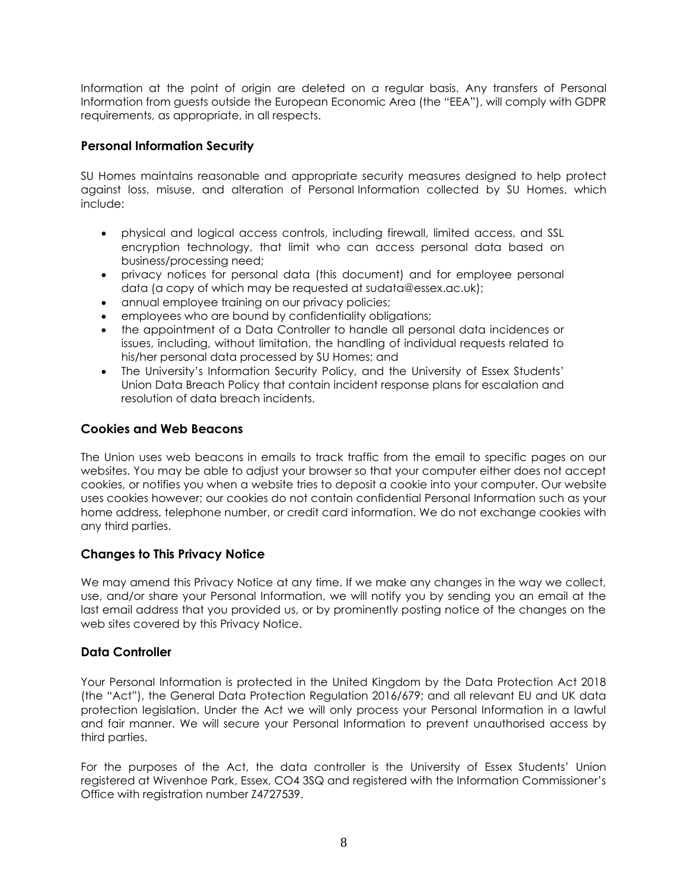Information at the point of origin are deleted on a regular basis. Any transfers of Personal Information from guests outside the European Economic Area (the "EEA"), will comply with GDPR requirements, as appropriate, in all respects.

### Personal Information Security

SU Homes maintains reasonable and appropriate security measures designed to help protect against loss, misuse, and alteration of Personal Information collected by SU Homes, which include:

- physical and logical access controls, including firewall, limited access, and SSL encryption technology, that limit who can access personal data based on business/processing need;
- privacy notices for personal data (this document) and for employee personal data (a copy of which may be requested at sudata@essex.ac.uk);
- annual employee training on our privacy policies;
- employees who are bound by confidentiality obligations;
- the appointment of a Data Controller to handle all personal data incidences or issues, including, without limitation, the handling of individual requests related to his/her personal data processed by SU Homes; and
- The University's Information Security Policy, and the University of Essex Students' Union Data Breach Policy that contain incident response plans for escalation and resolution of data breach incidents.

### Cookies and Web Beacons

The Union uses web beacons in emails to track traffic from the email to specific pages on our websites. You may be able to adjust your browser so that your computer either does not accept cookies, or notifies you when a website tries to deposit a cookie into your computer. Our website uses cookies however; our cookies do not contain confidential Personal Information such as your home address, telephone number, or credit card information. We do not exchange cookies with any third parties.

### Changes to This Privacy Notice

We may amend this Privacy Notice at any time. If we make any changes in the way we collect, use, and/or share your Personal Information, we will notify you by sending you an email at the last email address that you provided us, or by prominently posting notice of the changes on the web sites covered by this Privacy Notice.

### Data Controller

Your Personal Information is protected in the United Kingdom by the Data Protection Act 2018 (the "Act"), the General Data Protection Regulation 2016/679; and all relevant EU and UK data protection legislation. Under the Act we will only process your Personal Information in a lawful and fair manner. We will secure your Personal Information to prevent unauthorised access by third parties.

For the purposes of the Act, the data controller is the University of Essex Students' Union registered at Wivenhoe Park, Essex, CO4 3SQ and registered with the Information Commissioner's Office with registration number Z4727539.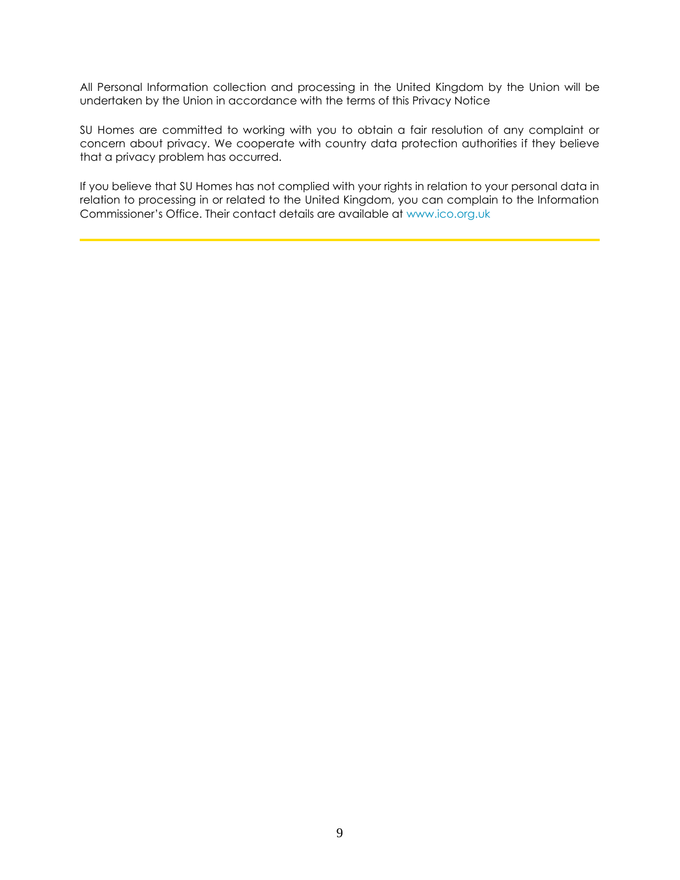All Personal Information collection and processing in the United Kingdom by the Union will be undertaken by the Union in accordance with the terms of this Privacy Notice

SU Homes are committed to working with you to obtain a fair resolution of any complaint or concern about privacy. We cooperate with country data protection authorities if they believe that a privacy problem has occurred.

If you believe that SU Homes has not complied with your rights in relation to your personal data in relation to processing in or related to the United Kingdom, you can complain to the Information Commissioner's Office. Their contact details are available at www.ico.org.uk

---